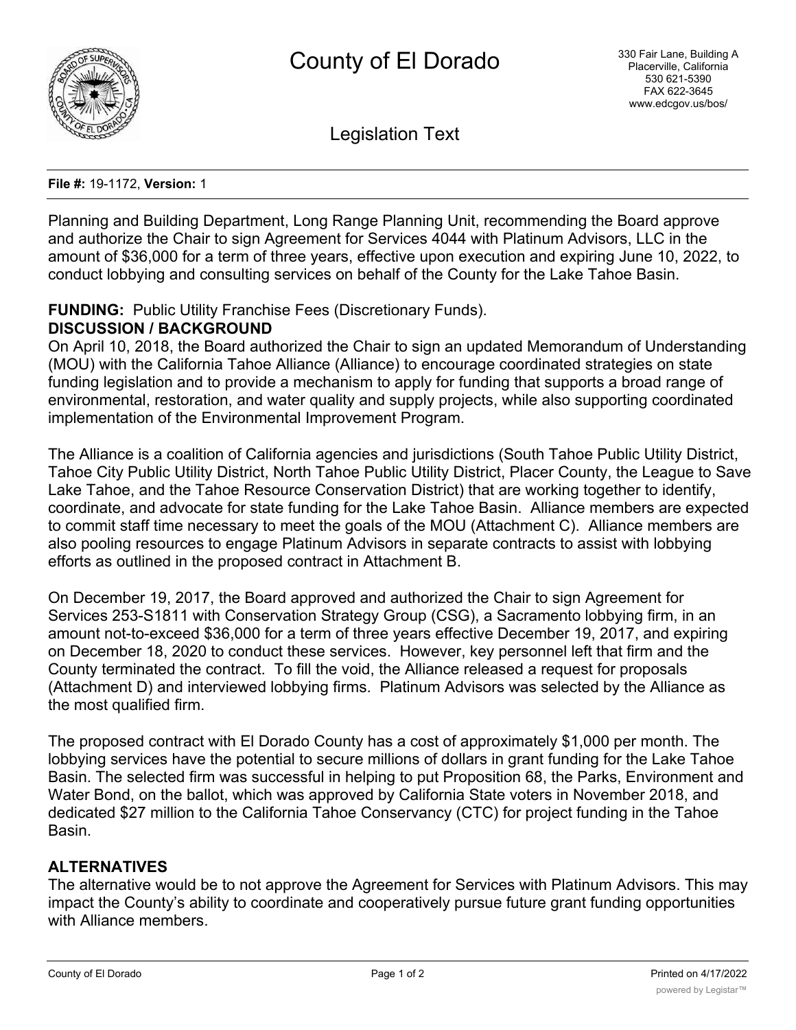# County of El Dorado

330 Fair Lane, Building A
Placerville, California
530 621-5390
FAX 622-3645
www.edcgov.us/bos/

## Legislation Text

**File #:** 19-1172, **Version:** 1

Planning and Building Department, Long Range Planning Unit, recommending the Board approve and authorize the Chair to sign Agreement for Services 4044 with Platinum Advisors, LLC in the amount of $36,000 for a term of three years, effective upon execution and expiring June 10, 2022, to conduct lobbying and consulting services on behalf of the County for the Lake Tahoe Basin.

**FUNDING:** Public Utility Franchise Fees (Discretionary Funds).

**DISCUSSION / BACKGROUND**

On April 10, 2018, the Board authorized the Chair to sign an updated Memorandum of Understanding (MOU) with the California Tahoe Alliance (Alliance) to encourage coordinated strategies on state funding legislation and to provide a mechanism to apply for funding that supports a broad range of environmental, restoration, and water quality and supply projects, while also supporting coordinated implementation of the Environmental Improvement Program.

The Alliance is a coalition of California agencies and jurisdictions (South Tahoe Public Utility District, Tahoe City Public Utility District, North Tahoe Public Utility District, Placer County, the League to Save Lake Tahoe, and the Tahoe Resource Conservation District) that are working together to identify, coordinate, and advocate for state funding for the Lake Tahoe Basin. Alliance members are expected to commit staff time necessary to meet the goals of the MOU (Attachment C). Alliance members are also pooling resources to engage Platinum Advisors in separate contracts to assist with lobbying efforts as outlined in the proposed contract in Attachment B.

On December 19, 2017, the Board approved and authorized the Chair to sign Agreement for Services 253-S1811 with Conservation Strategy Group (CSG), a Sacramento lobbying firm, in an amount not-to-exceed $36,000 for a term of three years effective December 19, 2017, and expiring on December 18, 2020 to conduct these services. However, key personnel left that firm and the County terminated the contract. To fill the void, the Alliance released a request for proposals (Attachment D) and interviewed lobbying firms. Platinum Advisors was selected by the Alliance as the most qualified firm.

The proposed contract with El Dorado County has a cost of approximately $1,000 per month. The lobbying services have the potential to secure millions of dollars in grant funding for the Lake Tahoe Basin. The selected firm was successful in helping to put Proposition 68, the Parks, Environment and Water Bond, on the ballot, which was approved by California State voters in November 2018, and dedicated $27 million to the California Tahoe Conservancy (CTC) for project funding in the Tahoe Basin.

**ALTERNATIVES**

The alternative would be to not approve the Agreement for Services with Platinum Advisors. This may impact the County's ability to coordinate and cooperatively pursue future grant funding opportunities with Alliance members.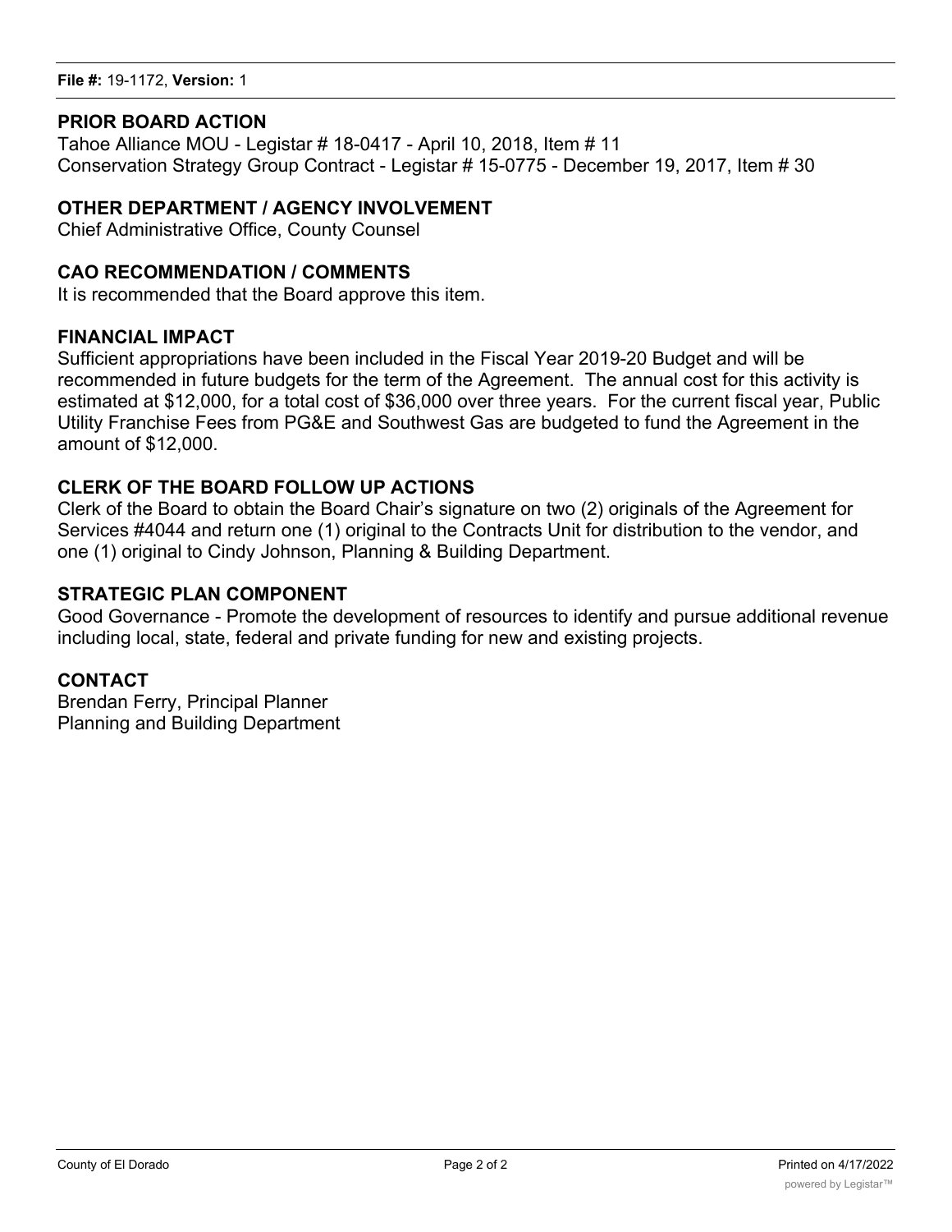## PRIOR BOARD ACTION

Tahoe Alliance MOU - Legistar # 18-0417 - April 10, 2018, Item # 11
Conservation Strategy Group Contract - Legistar # 15-0775 - December 19, 2017, Item # 30

## OTHER DEPARTMENT / AGENCY INVOLVEMENT

Chief Administrative Office, County Counsel

## CAO RECOMMENDATION / COMMENTS

It is recommended that the Board approve this item.

## FINANCIAL IMPACT

Sufficient appropriations have been included in the Fiscal Year 2019-20 Budget and will be recommended in future budgets for the term of the Agreement. The annual cost for this activity is estimated at $12,000, for a total cost of $36,000 over three years. For the current fiscal year, Public Utility Franchise Fees from PG&E and Southwest Gas are budgeted to fund the Agreement in the amount of $12,000.

## CLERK OF THE BOARD FOLLOW UP ACTIONS

Clerk of the Board to obtain the Board Chair's signature on two (2) originals of the Agreement for Services #4044 and return one (1) original to the Contracts Unit for distribution to the vendor, and one (1) original to Cindy Johnson, Planning & Building Department.

## STRATEGIC PLAN COMPONENT

Good Governance - Promote the development of resources to identify and pursue additional revenue including local, state, federal and private funding for new and existing projects.

## CONTACT

Brendan Ferry, Principal Planner
Planning and Building Department